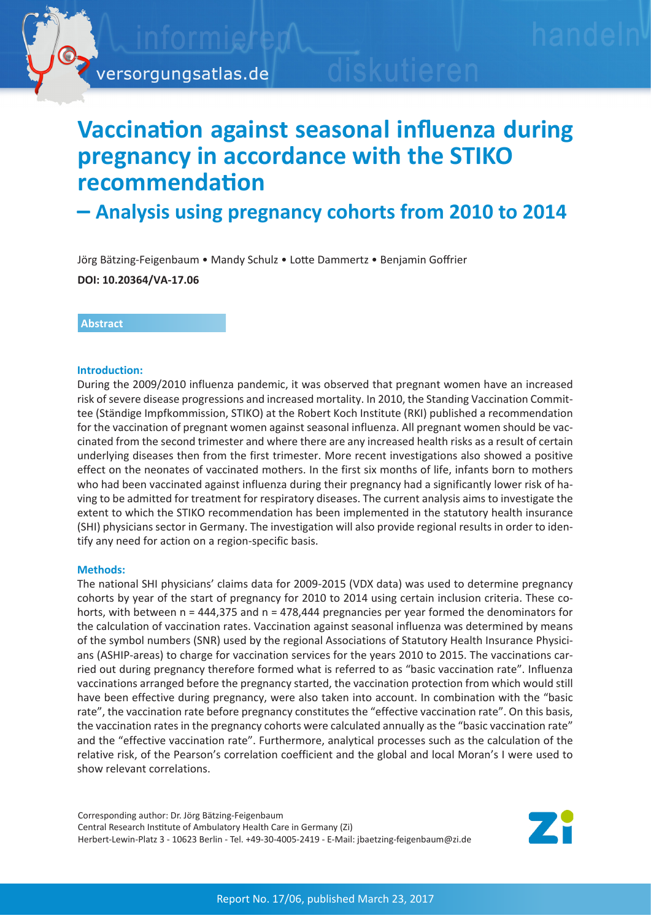# Vaccination against seasonal influenza during pregnancy in accordance with the STIKO recommendation

## – Analysis using pregnancy cohorts from 2010 to 2014

Jörg Bätzing-Feigenbaum • Mandy Schulz • Lotte Dammertz • Benjamin Goffrier

**DOI: 10.20364/VA-17.06**

### Abstract

**Introduction:**

During the 2009/2010 influenza pandemic, it was observed that pregnant women have an increased risk of severe disease progressions and increased mortality. In 2010, the Standing Vaccination Committee (Ständige Impfkommission, STIKO) at the Robert Koch Institute (RKI) published a recommendation for the vaccination of pregnant women against seasonal influenza. All pregnant women should be vaccinated from the second trimester and where there are any increased health risks as a result of certain underlying diseases then from the first trimester. More recent investigations also showed a positive effect on the neonates of vaccinated mothers. In the first six months of life, infants born to mothers who had been vaccinated against influenza during their pregnancy had a significantly lower risk of having to be admitted for treatment for respiratory diseases. The current analysis aims to investigate the extent to which the STIKO recommendation has been implemented in the statutory health insurance (SHI) physicians sector in Germany. The investigation will also provide regional results in order to identify any need for action on a region-specific basis.

**Methods:**

The national SHI physicians' claims data for 2009-2015 (VDX data) was used to determine pregnancy cohorts by year of the start of pregnancy for 2010 to 2014 using certain inclusion criteria. These cohorts, with between n = 444,375 and n = 478,444 pregnancies per year formed the denominators for the calculation of vaccination rates. Vaccination against seasonal influenza was determined by means of the symbol numbers (SNR) used by the regional Associations of Statutory Health Insurance Physicians (ASHIP-areas) to charge for vaccination services for the years 2010 to 2015. The vaccinations carried out during pregnancy therefore formed what is referred to as "basic vaccination rate". Influenza vaccinations arranged before the pregnancy started, the vaccination protection from which would still have been effective during pregnancy, were also taken into account. In combination with the "basic rate", the vaccination rate before pregnancy constitutes the "effective vaccination rate". On this basis, the vaccination rates in the pregnancy cohorts were calculated annually as the "basic vaccination rate" and the "effective vaccination rate". Furthermore, analytical processes such as the calculation of the relative risk, of the Pearson's correlation coefficient and the global and local Moran's I were used to show relevant correlations.

Corresponding author: Dr. Jörg Bätzing-Feigenbaum
Central Research Institute of Ambulatory Health Care in Germany (Zi)
Herbert-Lewin-Platz 3 - 10623 Berlin - Tel. +49-30-4005-2419 - E-Mail: jbaetzing-feigenbaum@zi.de

Report No. 17/06, published March 23, 2017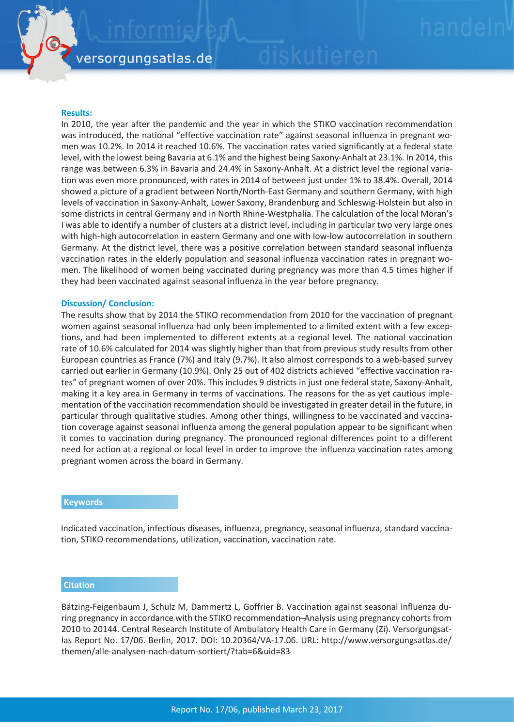**Results:**

In 2010, the year after the pandemic and the year in which the STIKO vaccination recommendation was introduced, the national “effective vaccination rate” against seasonal influenza in pregnant women was 10.2%. In 2014 it reached 10.6%. The vaccination rates varied significantly at a federal state level, with the lowest being Bavaria at 6.1% and the highest being Saxony-Anhalt at 23.1%. In 2014, this range was between 6.3% in Bavaria and 24.4% in Saxony-Anhalt. At a district level the regional variation was even more pronounced, with rates in 2014 of between just under 1% to 38.4%. Overall, 2014 showed a picture of a gradient between North/North-East Germany and southern Germany, with high levels of vaccination in Saxony-Anhalt, Lower Saxony, Brandenburg and Schleswig-Holstein but also in some districts in central Germany and in North Rhine-Westphalia. The calculation of the local Moran’s I was able to identify a number of clusters at a district level, including in particular two very large ones with high-high autocorrelation in eastern Germany and one with low-low autocorrelation in southern Germany. At the district level, there was a positive correlation between standard seasonal influenza vaccination rates in the elderly population and seasonal influenza vaccination rates in pregnant women. The likelihood of women being vaccinated during pregnancy was more than 4.5 times higher if they had been vaccinated against seasonal influenza in the year before pregnancy.

**Discussion/ Conclusion:**

The results show that by 2014 the STIKO recommendation from 2010 for the vaccination of pregnant women against seasonal influenza had only been implemented to a limited extent with a few exceptions, and had been implemented to different extents at a regional level. The national vaccination rate of 10.6% calculated for 2014 was slightly higher than that from previous study results from other European countries as France (7%) and Italy (9.7%). It also almost corresponds to a web-based survey carried out earlier in Germany (10.9%). Only 25 out of 402 districts achieved “effective vaccination rates” of pregnant women of over 20%. This includes 9 districts in just one federal state, Saxony-Anhalt, making it a key area in Germany in terms of vaccinations. The reasons for the as yet cautious implementation of the vaccination recommendation should be investigated in greater detail in the future, in particular through qualitative studies. Among other things, willingness to be vaccinated and vaccination coverage against seasonal influenza among the general population appear to be significant when it comes to vaccination during pregnancy. The pronounced regional differences point to a different need for action at a regional or local level in order to improve the influenza vaccination rates among pregnant women across the board in Germany.

## Keywords

Indicated vaccination, infectious diseases, influenza, pregnancy, seasonal influenza, standard vaccination, STIKO recommendations, utilization, vaccination, vaccination rate.

## Citation

Bätzing-Feigenbaum J, Schulz M, Dammertz L, Goffrier B. Vaccination against seasonal influenza during pregnancy in accordance with the STIKO recommendation–Analysis using pregnancy cohorts from 2010 to 20144. Central Research Institute of Ambulatory Health Care in Germany (Zi). Versorgungsatlas Report No. 17/06. Berlin, 2017. DOI: 10.20364/VA-17.06. URL: http://www.versorgungsatlas.de/themen/alle-analysen-nach-datum-sortiert/?tab=6&uid=83

Report No. 17/06, published March 23, 2017